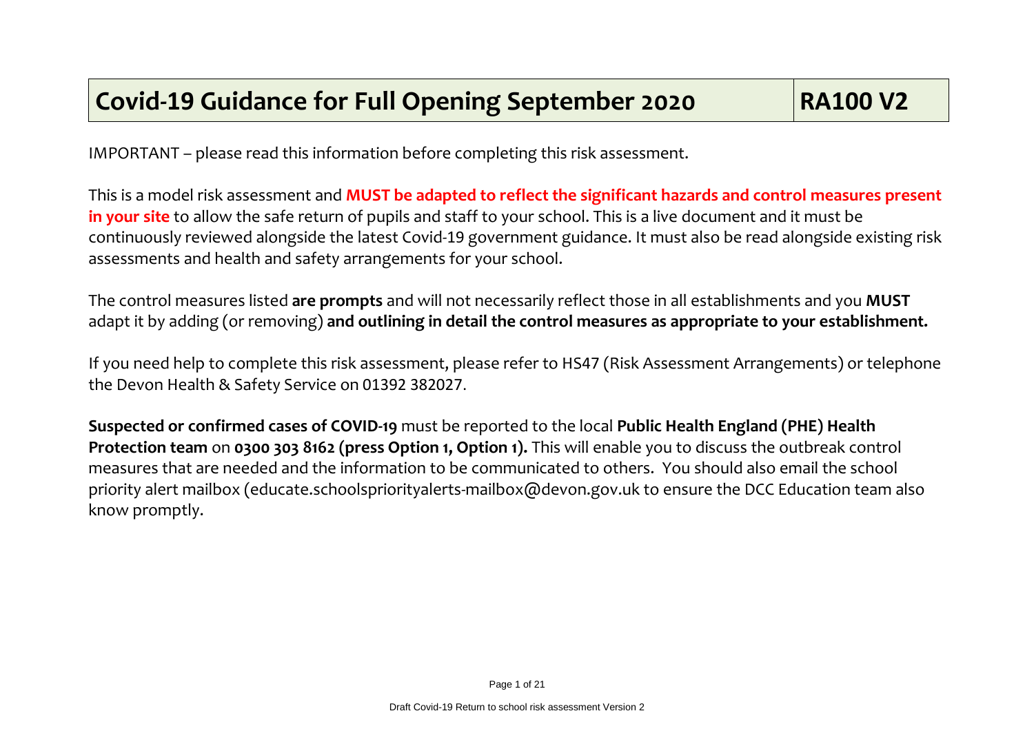| Covid-19 Guidance for Full Opening September 2020 | RA100 V2 |
|---|---|

IMPORTANT – please read this information before completing this risk assessment.

This is a model risk assessment and **MUST be adapted to reflect the significant hazards and control measures present in your site** to allow the safe return of pupils and staff to your school. This is a live document and it must be continuously reviewed alongside the latest Covid-19 government guidance. It must also be read alongside existing risk assessments and health and safety arrangements for your school.

The control measures listed **are prompts** and will not necessarily reflect those in all establishments and you **MUST** adapt it by adding (or removing) **and outlining in detail the control measures as appropriate to your establishment.**

If you need help to complete this risk assessment, please refer to HS47 (Risk Assessment Arrangements) or telephone the Devon Health & Safety Service on 01392 382027.

**Suspected or confirmed cases of COVID-19** must be reported to the local **Public Health England (PHE) Health Protection team** on **0300 303 8162 (press Option 1, Option 1).** This will enable you to discuss the outbreak control measures that are needed and the information to be communicated to others. You should also email the school priority alert mailbox (educate.schoolspriorityalerts-mailbox@devon.gov.uk to ensure the DCC Education team also know promptly.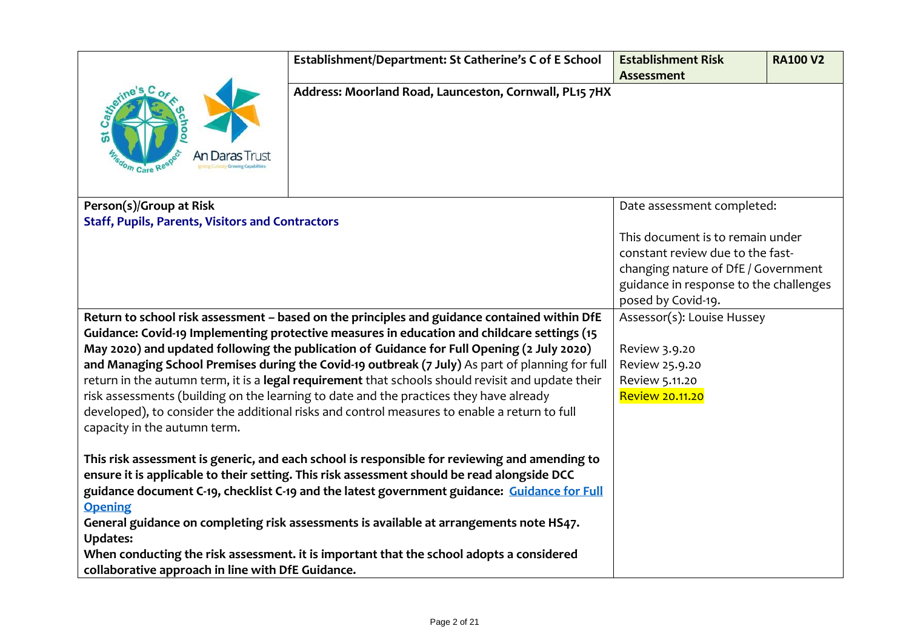| | Establishment/Department: St Catherine's C of E School | Establishment Risk Assessment | RA100 V2 |
|---|---|---|---|
| | Address: Moorland Road, Launceston, Cornwall, PL15 7HX | | |
| **Person(s)/Group at Risk**<br>**Staff, Pupils, Parents, Visitors and Contractors** | | Date assessment completed:<br><br>This document is to remain under constant review due to the fast-changing nature of DfE / Government guidance in response to the challenges posed by Covid-19. | |
| **Return to school risk assessment – based on the principles and guidance contained within DfE Guidance: Covid-19 Implementing protective measures in education and childcare settings (15 May 2020) and updated following the publication of Guidance for Full Opening (2 July 2020) and Managing School Premises during the Covid-19 outbreak (7 July)** As part of planning for full return in the autumn term, it is a **legal requirement** that schools should revisit and update their risk assessments (building on the learning to date and the practices they have already developed), to consider the additional risks and control measures to enable a return to full capacity in the autumn term.<br><br>**This risk assessment is generic, and each school is responsible for reviewing and amending to ensure it is applicable to their setting. This risk assessment should be read alongside DCC guidance document C-19, checklist C-19 and the latest government guidance: [Guidance for Full Opening](#)**<br>**General guidance on completing risk assessments is available at arrangements note HS47.**<br>**Updates:**<br>**When conducting the risk assessment. it is important that the school adopts a considered collaborative approach in line with DfE Guidance.** | | Assessor(s): Louise Hussey<br><br>Review 3.9.20<br>Review 25.9.20<br>Review 5.11.20<br>Review 20.11.20 | |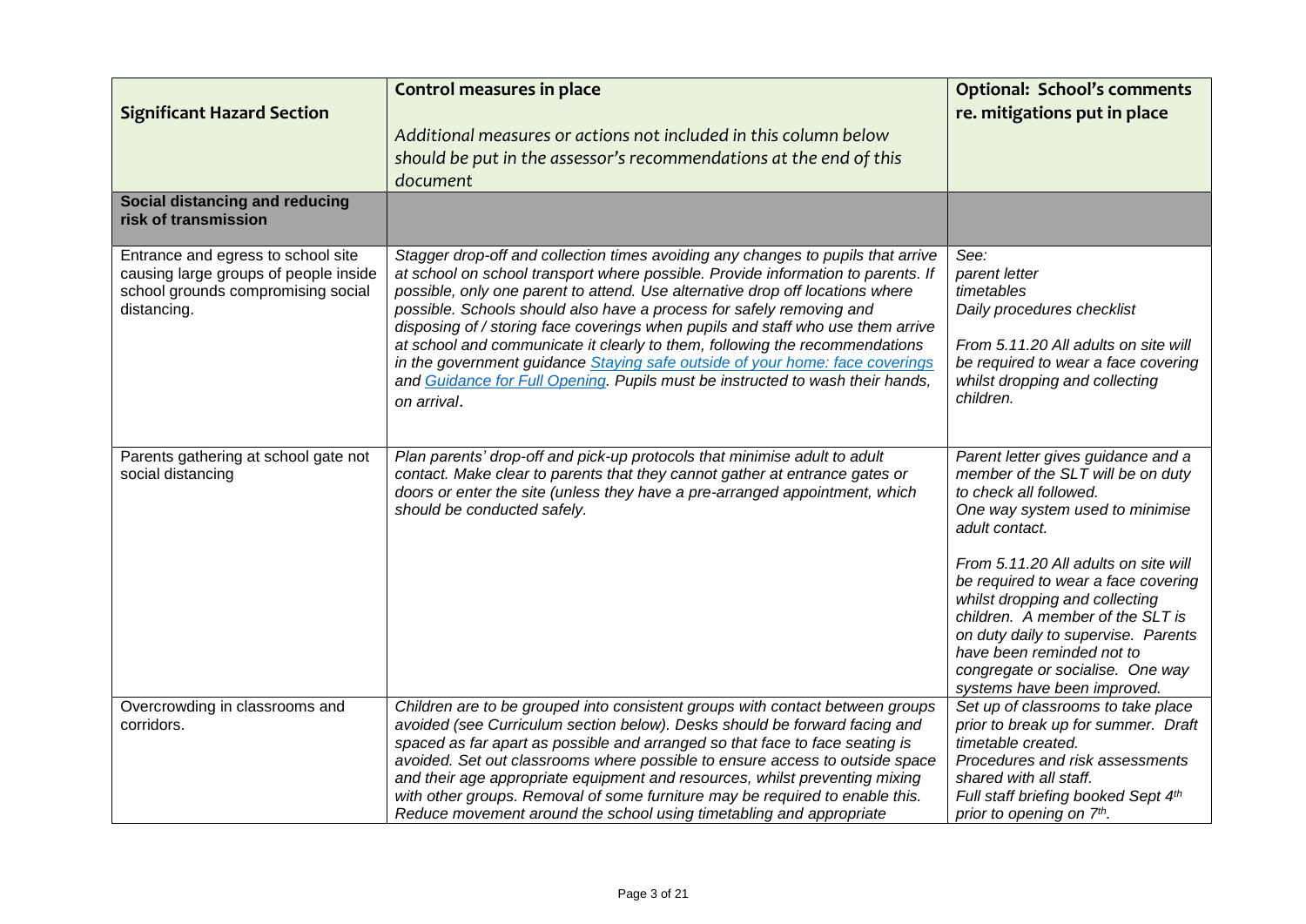| **Significant Hazard Section** | **Control measures in place**<br><br>*Additional measures or actions not included in this column below should be put in the assessor's recommendations at the end of this document* | **Optional: School's comments re. mitigations put in place** |
|---|---|---|
| **Social distancing and reducing risk of transmission** | | |
| Entrance and egress to school site causing large groups of people inside school grounds compromising social distancing. | *Stagger drop-off and collection times avoiding any changes to pupils that arrive at school on school transport where possible. Provide information to parents. If possible, only one parent to attend. Use alternative drop off locations where possible. Schools should also have a process for safely removing and disposing of / storing face coverings when pupils and staff who use them arrive at school and communicate it clearly to them, following the recommendations in the government guidance [Staying safe outside of your home: face coverings]() and [Guidance for Full Opening](). Pupils must be instructed to wash their hands, on arrival.* | *See:*<br>*parent letter*<br>*timetables*<br>*Daily procedures checklist*<br><br>*From 5.11.20 All adults on site will be required to wear a face covering whilst dropping and collecting children.* |
| Parents gathering at school gate not social distancing | *Plan parents' drop-off and pick-up protocols that minimise adult to adult contact. Make clear to parents that they cannot gather at entrance gates or doors or enter the site (unless they have a pre-arranged appointment, which should be conducted safely.* | *Parent letter gives guidance and a member of the SLT will be on duty to check all followed.*<br>*One way system used to minimise adult contact.*<br><br>*From 5.11.20 All adults on site will be required to wear a face covering whilst dropping and collecting children. A member of the SLT is on duty daily to supervise. Parents have been reminded not to congregate or socialise. One way systems have been improved.* |
| Overcrowding in classrooms and corridors. | *Children are to be grouped into consistent groups with contact between groups avoided (see Curriculum section below). Desks should be forward facing and spaced as far apart as possible and arranged so that face to face seating is avoided. Set out classrooms where possible to ensure access to outside space and their age appropriate equipment and resources, whilst preventing mixing with other groups. Removal of some furniture may be required to enable this. Reduce movement around the school using timetabling and appropriate* | *Set up of classrooms to take place prior to break up for summer. Draft timetable created.*<br>*Procedures and risk assessments shared with all staff.*<br>*Full staff briefing booked Sept 4th prior to opening on 7th.* |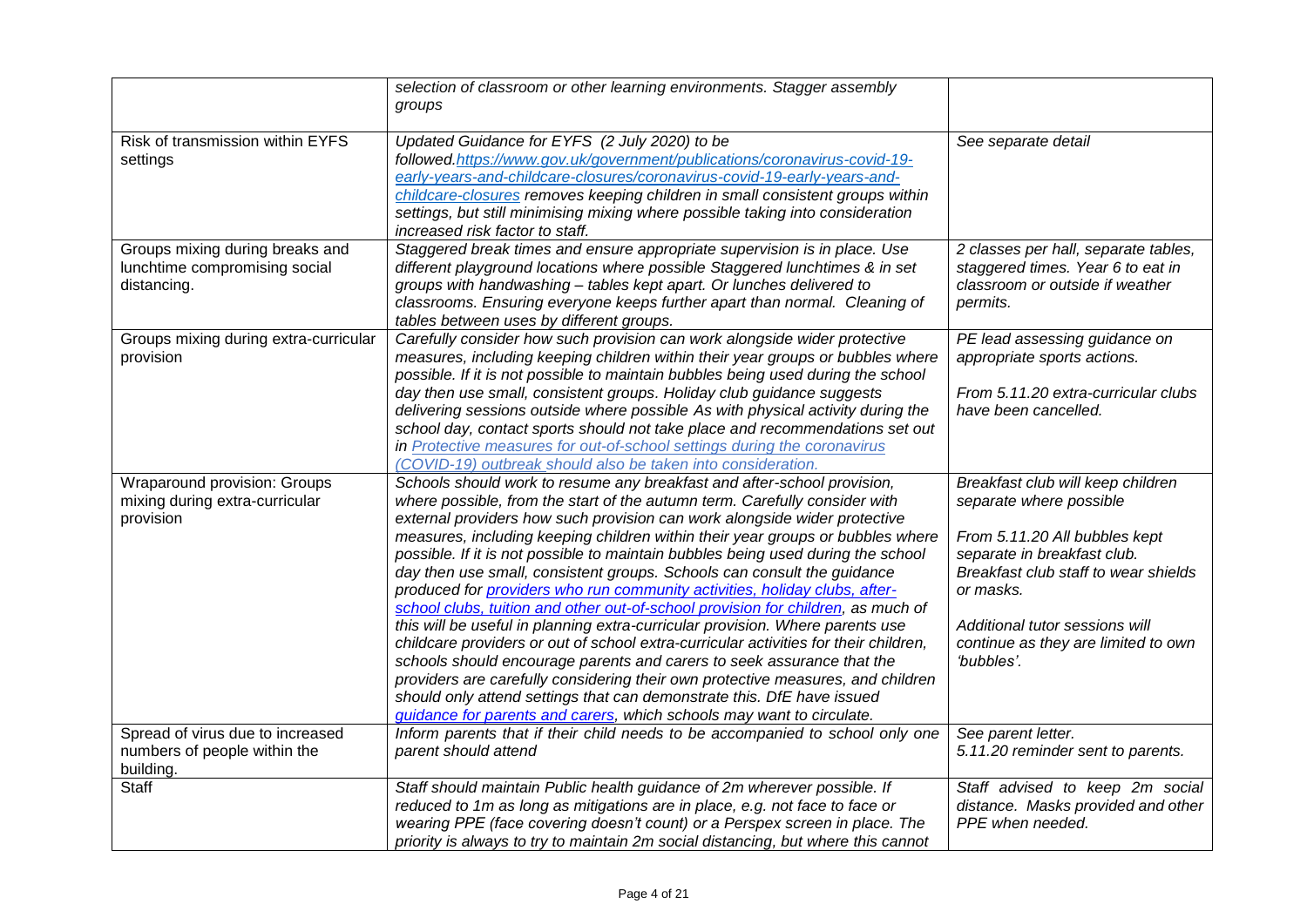| | | |
|---|---|---|
| | *selection of classroom or other learning environments. Stagger assembly groups* | |
| Risk of transmission within EYFS settings | *Updated Guidance for EYFS (2 July 2020) to be followed.[https://www.gov.uk/government/publications/coronavirus-covid-19-early-years-and-childcare-closures/coronavirus-covid-19-early-years-and-childcare-closures](https://www.gov.uk/government/publications/coronavirus-covid-19-early-years-and-childcare-closures/coronavirus-covid-19-early-years-and-childcare-closures) removes keeping children in small consistent groups within settings, but still minimising mixing where possible taking into consideration increased risk factor to staff.* | *See separate detail* |
| Groups mixing during breaks and lunchtime compromising social distancing. | *Staggered break times and ensure appropriate supervision is in place. Use different playground locations where possible Staggered lunchtimes & in set groups with handwashing – tables kept apart. Or lunches delivered to classrooms. Ensuring everyone keeps further apart than normal. Cleaning of tables between uses by different groups.* | *2 classes per hall, separate tables, staggered times. Year 6 to eat in classroom or outside if weather permits.* |
| Groups mixing during extra-curricular provision | *Carefully consider how such provision can work alongside wider protective measures, including keeping children within their year groups or bubbles where possible. If it is not possible to maintain bubbles being used during the school day then use small, consistent groups. Holiday club guidance suggests delivering sessions outside where possible As with physical activity during the school day, contact sports should not take place and recommendations set out in Protective measures for out-of-school settings during the coronavirus (COVID-19) outbreak should also be taken into consideration.* | *PE lead assessing guidance on appropriate sports actions.*<br><br>*From 5.11.20 extra-curricular clubs have been cancelled.* |
| Wraparound provision: Groups mixing during extra-curricular provision | *Schools should work to resume any breakfast and after-school provision, where possible, from the start of the autumn term. Carefully consider with external providers how such provision can work alongside wider protective measures, including keeping children within their year groups or bubbles where possible. If it is not possible to maintain bubbles being used during the school day then use small, consistent groups. Schools can consult the guidance produced for providers who run community activities, holiday clubs, after-school clubs, tuition and other out-of-school provision for children, as much of this will be useful in planning extra-curricular provision. Where parents use childcare providers or out of school extra-curricular activities for their children, schools should encourage parents and carers to seek assurance that the providers are carefully considering their own protective measures, and children should only attend settings that can demonstrate this. DfE have issued guidance for parents and carers, which schools may want to circulate.* | *Breakfast club will keep children separate where possible*<br><br>*From 5.11.20 All bubbles kept separate in breakfast club. Breakfast club staff to wear shields or masks.*<br><br>*Additional tutor sessions will continue as they are limited to own 'bubbles'.* |
| Spread of virus due to increased numbers of people within the building. | *Inform parents that if their child needs to be accompanied to school only one parent should attend* | *See parent letter.*<br>*5.11.20 reminder sent to parents.* |
| Staff | *Staff should maintain Public health guidance of 2m wherever possible. If reduced to 1m as long as mitigations are in place, e.g. not face to face or wearing PPE (face covering doesn't count) or a Perspex screen in place. The priority is always to try to maintain 2m social distancing, but where this cannot* | *Staff advised to keep 2m social distance. Masks provided and other PPE when needed.* |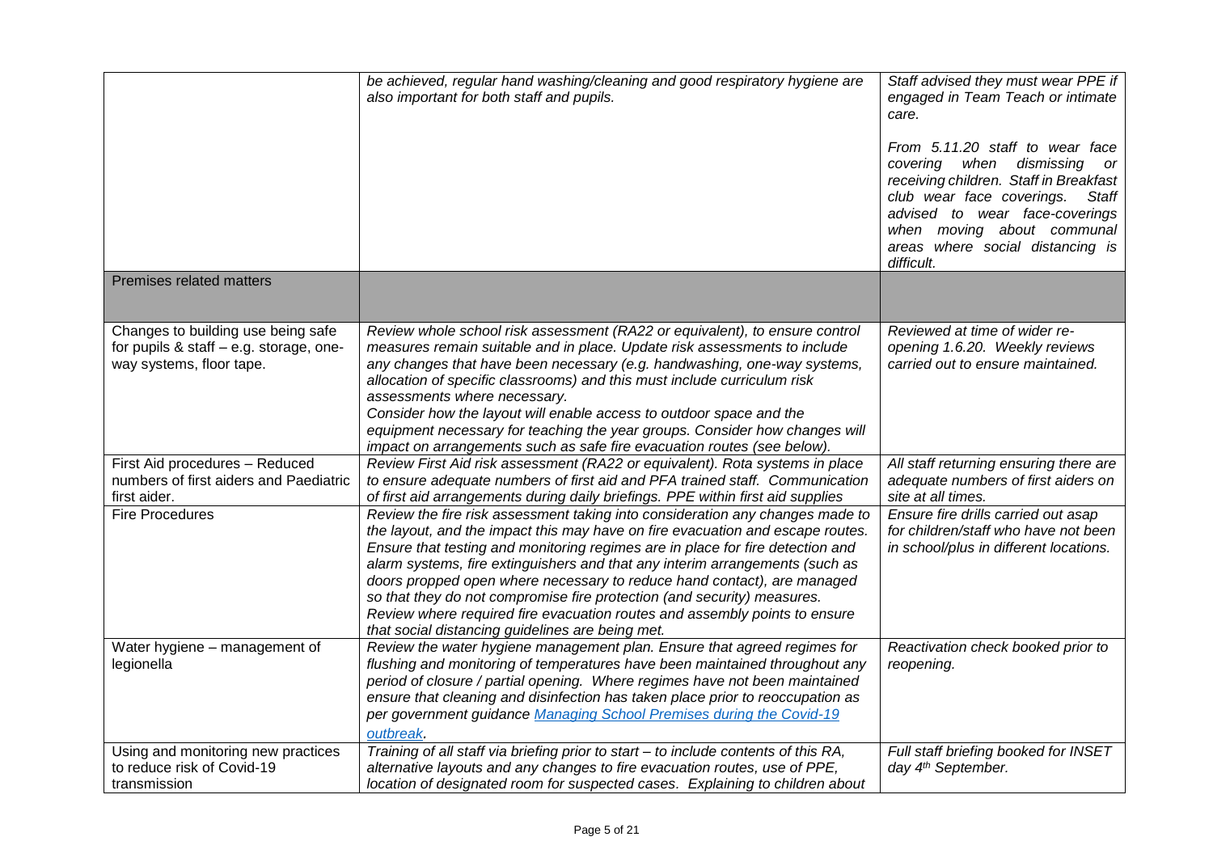| | | |
|---|---|---|
| | *be achieved, regular hand washing/cleaning and good respiratory hygiene are also important for both staff and pupils.* | *Staff advised they must wear PPE if engaged in Team Teach or intimate care.*<br><br>*From 5.11.20 staff to wear face covering when dismissing or receiving children. Staff in Breakfast club wear face coverings. Staff advised to wear face-coverings when moving about communal areas where social distancing is difficult.* |
| Premises related matters | | |
| Changes to building use being safe for pupils & staff – e.g. storage, one-way systems, floor tape. | *Review whole school risk assessment (RA22 or equivalent), to ensure control measures remain suitable and in place. Update risk assessments to include any changes that have been necessary (e.g. handwashing, one-way systems, allocation of specific classrooms) and this must include curriculum risk assessments where necessary.*<br>*Consider how the layout will enable access to outdoor space and the equipment necessary for teaching the year groups. Consider how changes will impact on arrangements such as safe fire evacuation routes (see below).* | *Reviewed at time of wider re-opening 1.6.20. Weekly reviews carried out to ensure maintained.* |
| First Aid procedures – Reduced numbers of first aiders and Paediatric first aider. | *Review First Aid risk assessment (RA22 or equivalent). Rota systems in place to ensure adequate numbers of first aid and PFA trained staff. Communication of first aid arrangements during daily briefings. PPE within first aid supplies* | *All staff returning ensuring there are adequate numbers of first aiders on site at all times.* |
| Fire Procedures | *Review the fire risk assessment taking into consideration any changes made to the layout, and the impact this may have on fire evacuation and escape routes. Ensure that testing and monitoring regimes are in place for fire detection and alarm systems, fire extinguishers and that any interim arrangements (such as doors propped open where necessary to reduce hand contact), are managed so that they do not compromise fire protection (and security) measures.*<br>*Review where required fire evacuation routes and assembly points to ensure that social distancing guidelines are being met.* | *Ensure fire drills carried out asap for children/staff who have not been in school/plus in different locations.* |
| Water hygiene – management of legionella | *Review the water hygiene management plan. Ensure that agreed regimes for flushing and monitoring of temperatures have been maintained throughout any period of closure / partial opening. Where regimes have not been maintained ensure that cleaning and disinfection has taken place prior to reoccupation as per government guidance [Managing School Premises during the Covid-19 outbreak](). * | *Reactivation check booked prior to reopening.* |
| Using and monitoring new practices to reduce risk of Covid-19 transmission | *Training of all staff via briefing prior to start – to include contents of this RA, alternative layouts and any changes to fire evacuation routes, use of PPE, location of designated room for suspected cases. Explaining to children about* | *Full staff briefing booked for INSET day 4th September.* |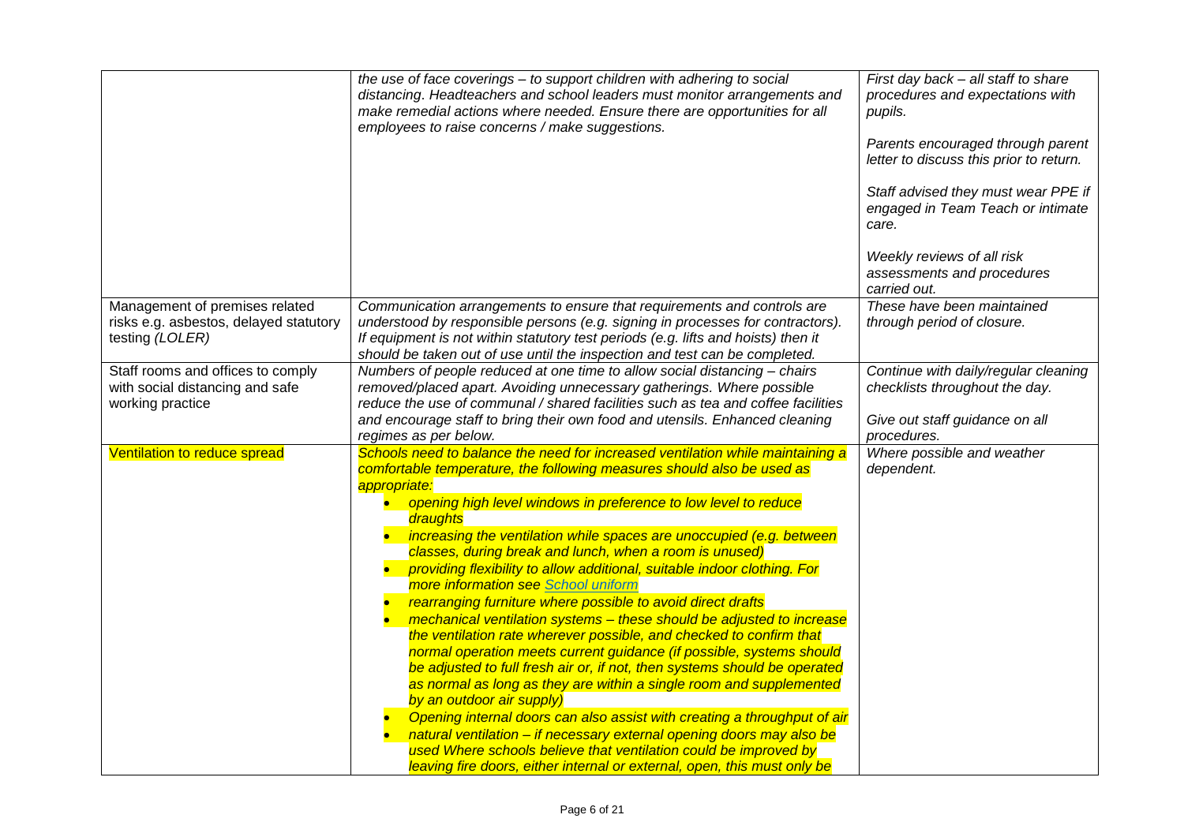| | | |
|---|---|---|
| | *the use of face coverings – to support children with adhering to social distancing. Headteachers and school leaders must monitor arrangements and make remedial actions where needed. Ensure there are opportunities for all employees to raise concerns / make suggestions.* | *First day back – all staff to share procedures and expectations with pupils.*<br><br>*Parents encouraged through parent letter to discuss this prior to return.*<br><br>*Staff advised they must wear PPE if engaged in Team Teach or intimate care.*<br><br>*Weekly reviews of all risk assessments and procedures carried out.* |
| Management of premises related risks e.g. asbestos, delayed statutory testing *(LOLER)* | *Communication arrangements to ensure that requirements and controls are understood by responsible persons (e.g. signing in processes for contractors). If equipment is not within statutory test periods (e.g. lifts and hoists) then it should be taken out of use until the inspection and test can be completed.* | *These have been maintained through period of closure.* |
| Staff rooms and offices to comply with social distancing and safe working practice | *Numbers of people reduced at one time to allow social distancing – chairs removed/placed apart. Avoiding unnecessary gatherings. Where possible reduce the use of communal / shared facilities such as tea and coffee facilities and encourage staff to bring their own food and utensils. Enhanced cleaning regimes as per below.* | *Continue with daily/regular cleaning checklists throughout the day.*<br><br>*Give out staff guidance on all procedures.* |
| Ventilation to reduce spread | *Schools need to balance the need for increased ventilation while maintaining a comfortable temperature, the following measures should also be used as appropriate:*<br>• *opening high level windows in preference to low level to reduce draughts*<br>• *increasing the ventilation while spaces are unoccupied (e.g. between classes, during break and lunch, when a room is unused)*<br>• *providing flexibility to allow additional, suitable indoor clothing. For more information see School uniform*<br>• *rearranging furniture where possible to avoid direct drafts*<br>• *mechanical ventilation systems – these should be adjusted to increase the ventilation rate wherever possible, and checked to confirm that normal operation meets current guidance (if possible, systems should be adjusted to full fresh air or, if not, then systems should be operated as normal as long as they are within a single room and supplemented by an outdoor air supply)*<br>• *Opening internal doors can also assist with creating a throughput of air*<br>• *natural ventilation – if necessary external opening doors may also be used Where schools believe that ventilation could be improved by leaving fire doors, either internal or external, open, this must only be* | *Where possible and weather dependent.* |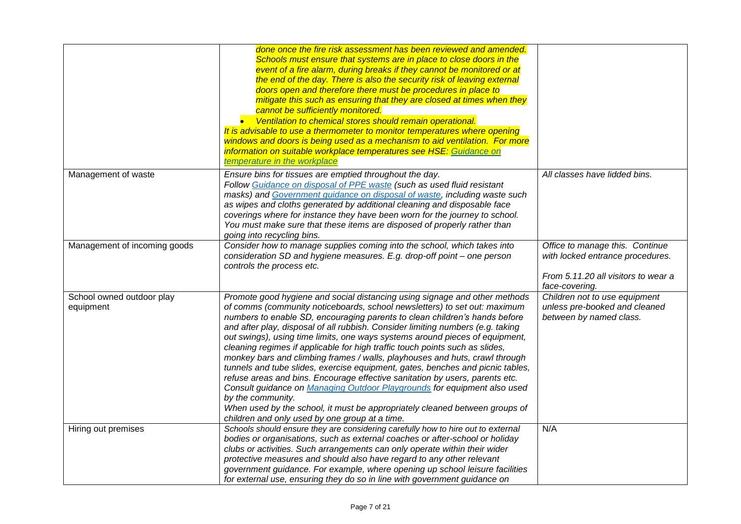| | | |
|---|---|---|
| | *done once the fire risk assessment has been reviewed and amended. Schools must ensure that systems are in place to close doors in the event of a fire alarm, during breaks if they cannot be monitored or at the end of the day. There is also the security risk of leaving external doors open and therefore there must be procedures in place to mitigate this such as ensuring that they are closed at times when they cannot be sufficiently monitored.*<br>• *Ventilation to chemical stores should remain operational.*<br>*It is advisable to use a thermometer to monitor temperatures where opening windows and doors is being used as a mechanism to aid ventilation. For more information on suitable workplace temperatures see HSE: Guidance on temperature in the workplace* | |
| Management of waste | *Ensure bins for tissues are emptied throughout the day.*<br>*Follow Guidance on disposal of PPE waste (such as used fluid resistant masks) and Government guidance on disposal of waste, including waste such as wipes and cloths generated by additional cleaning and disposable face coverings where for instance they have been worn for the journey to school. You must make sure that these items are disposed of properly rather than going into recycling bins.* | *All classes have lidded bins.* |
| Management of incoming goods | *Consider how to manage supplies coming into the school, which takes into consideration SD and hygiene measures. E.g. drop-off point – one person controls the process etc.* | *Office to manage this. Continue with locked entrance procedures.*<br><br>*From 5.11.20 all visitors to wear a face-covering.* |
| School owned outdoor play equipment | *Promote good hygiene and social distancing using signage and other methods of comms (community noticeboards, school newsletters) to set out: maximum numbers to enable SD, encouraging parents to clean children's hands before and after play, disposal of all rubbish. Consider limiting numbers (e.g. taking out swings), using time limits, one ways systems around pieces of equipment, cleaning regimes if applicable for high traffic touch points such as slides, monkey bars and climbing frames / walls, playhouses and huts, crawl through tunnels and tube slides, exercise equipment, gates, benches and picnic tables, refuse areas and bins. Encourage effective sanitation by users, parents etc. Consult guidance on Managing Outdoor Playgrounds for equipment also used by the community.*<br>*When used by the school, it must be appropriately cleaned between groups of children and only used by one group at a time.* | *Children not to use equipment unless pre-booked and cleaned between by named class.* |
| Hiring out premises | *Schools should ensure they are considering carefully how to hire out to external bodies or organisations, such as external coaches or after-school or holiday clubs or activities. Such arrangements can only operate within their wider protective measures and should also have regard to any other relevant government guidance. For example, where opening up school leisure facilities for external use, ensuring they do so in line with government guidance on* | N/A |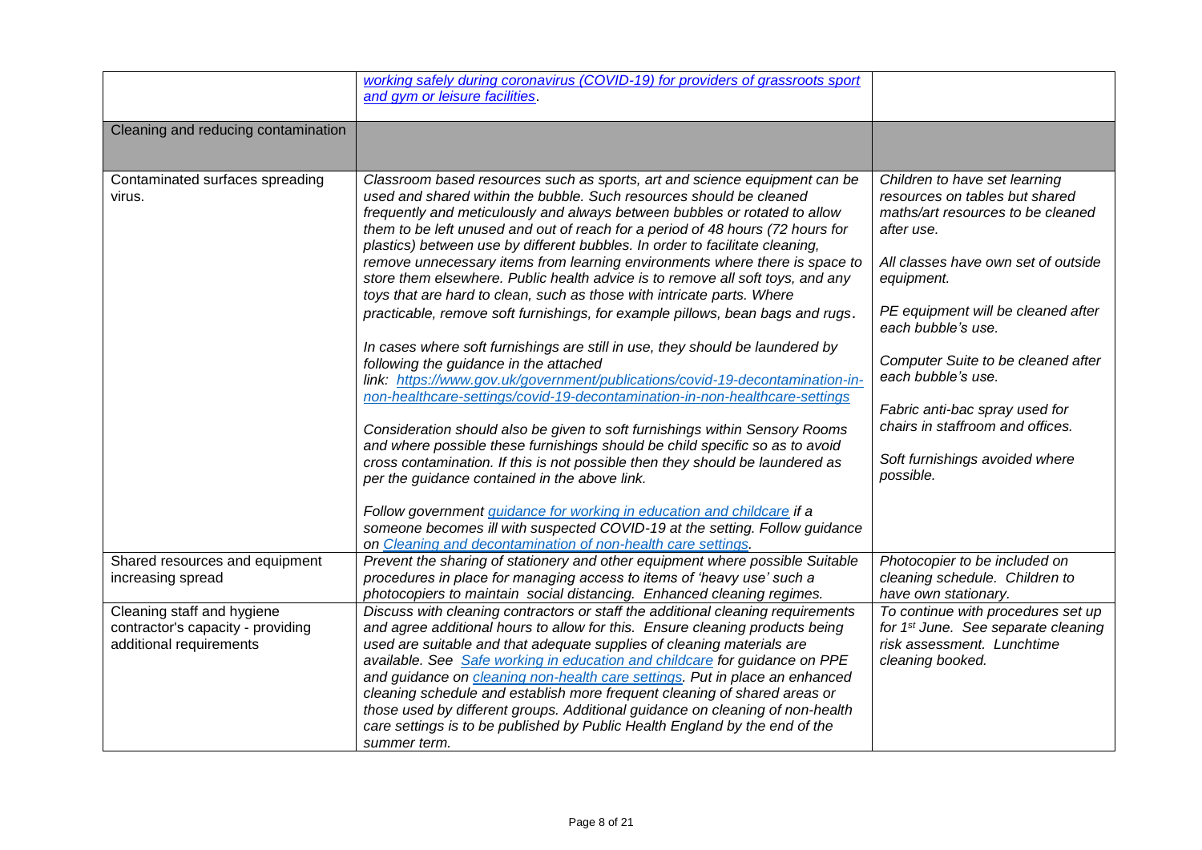| | | |
|---|---|---|
| | *working safely during coronavirus (COVID-19) for providers of grassroots sport and gym or leisure facilities.* | |
| Cleaning and reducing contamination | | |
| Contaminated surfaces spreading virus. | *Classroom based resources such as sports, art and science equipment can be used and shared within the bubble. Such resources should be cleaned frequently and meticulously and always between bubbles or rotated to allow them to be left unused and out of reach for a period of 48 hours (72 hours for plastics) between use by different bubbles. In order to facilitate cleaning, remove unnecessary items from learning environments where there is space to store them elsewhere. Public health advice is to remove all soft toys, and any toys that are hard to clean, such as those with intricate parts. Where practicable, remove soft furnishings, for example pillows, bean bags and rugs.*<br><br>*In cases where soft furnishings are still in use, they should be laundered by following the guidance in the attached link: https://www.gov.uk/government/publications/covid-19-decontamination-in-non-healthcare-settings/covid-19-decontamination-in-non-healthcare-settings*<br><br>*Consideration should also be given to soft furnishings within Sensory Rooms and where possible these furnishings should be child specific so as to avoid cross contamination. If this is not possible then they should be laundered as per the guidance contained in the above link.*<br><br>*Follow government guidance for working in education and childcare if a someone becomes ill with suspected COVID-19 at the setting. Follow guidance on Cleaning and decontamination of non-health care settings.* | *Children to have set learning resources on tables but shared maths/art resources to be cleaned after use.*<br><br>*All classes have own set of outside equipment.*<br><br>*PE equipment will be cleaned after each bubble's use.*<br><br>*Computer Suite to be cleaned after each bubble's use.*<br><br>*Fabric anti-bac spray used for chairs in staffroom and offices.*<br><br>*Soft furnishings avoided where possible.* |
| Shared resources and equipment increasing spread | *Prevent the sharing of stationery and other equipment where possible Suitable procedures in place for managing access to items of 'heavy use' such a photocopiers to maintain social distancing. Enhanced cleaning regimes.* | *Photocopier to be included on cleaning schedule. Children to have own stationary.* |
| Cleaning staff and hygiene contractor's capacity - providing additional requirements | *Discuss with cleaning contractors or staff the additional cleaning requirements and agree additional hours to allow for this. Ensure cleaning products being used are suitable and that adequate supplies of cleaning materials are available. See Safe working in education and childcare for guidance on PPE and guidance on cleaning non-health care settings. Put in place an enhanced cleaning schedule and establish more frequent cleaning of shared areas or those used by different groups. Additional guidance on cleaning of non-health care settings is to be published by Public Health England by the end of the summer term.* | *To continue with procedures set up for 1st June. See separate cleaning risk assessment. Lunchtime cleaning booked.* |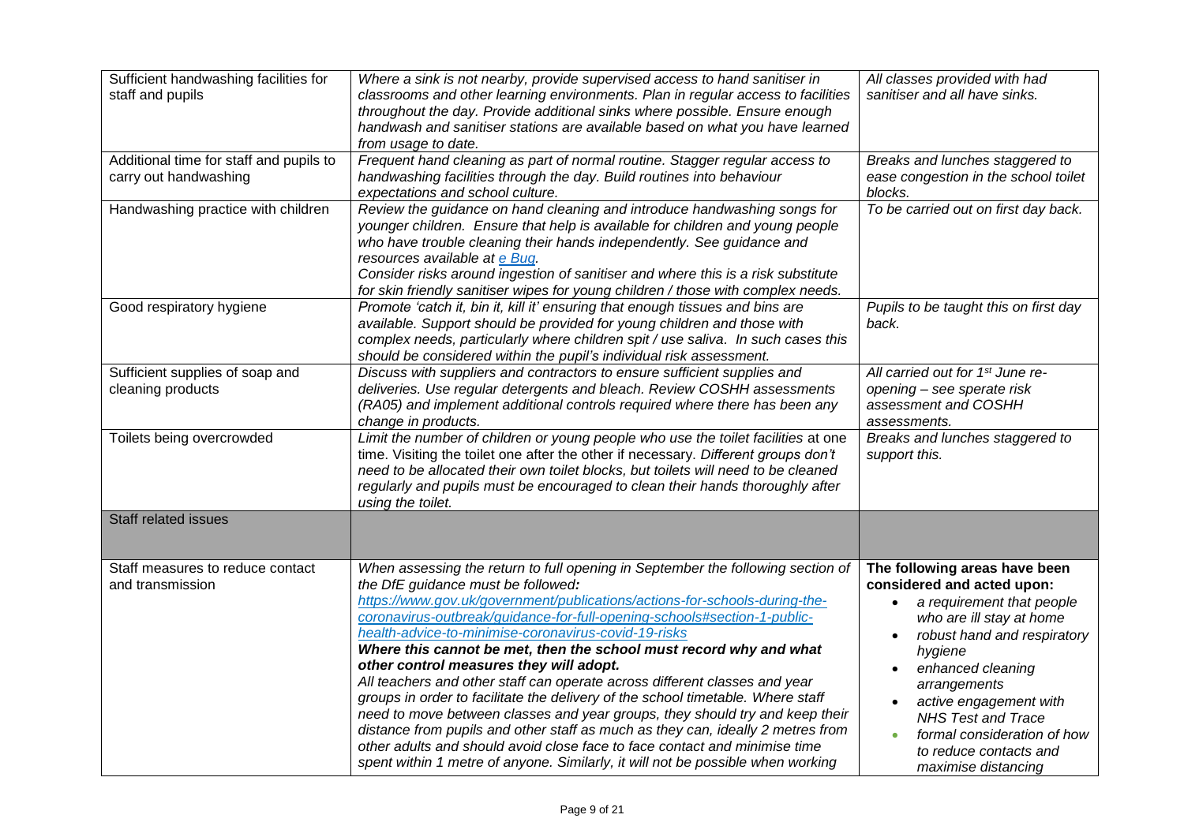| Sufficient handwashing facilities for staff and pupils | *Where a sink is not nearby, provide supervised access to hand sanitiser in classrooms and other learning environments. Plan in regular access to facilities throughout the day. Provide additional sinks where possible. Ensure enough handwash and sanitiser stations are available based on what you have learned from usage to date.* | *All classes provided with had sanitiser and all have sinks.* |
|---|---|---|
| Additional time for staff and pupils to carry out handwashing | *Frequent hand cleaning as part of normal routine. Stagger regular access to handwashing facilities through the day. Build routines into behaviour expectations and school culture.* | *Breaks and lunches staggered to ease congestion in the school toilet blocks.* |
| Handwashing practice with children | *Review the guidance on hand cleaning and introduce handwashing songs for younger children. Ensure that help is available for children and young people who have trouble cleaning their hands independently. See guidance and resources available at [e Bug](e Bug).*<br>*Consider risks around ingestion of sanitiser and where this is a risk substitute for skin friendly sanitiser wipes for young children / those with complex needs.* | *To be carried out on first day back.* |
| Good respiratory hygiene | *Promote 'catch it, bin it, kill it' ensuring that enough tissues and bins are available. Support should be provided for young children and those with complex needs, particularly where children spit / use saliva. In such cases this should be considered within the pupil's individual risk assessment.* | *Pupils to be taught this on first day back.* |
| Sufficient supplies of soap and cleaning products | *Discuss with suppliers and contractors to ensure sufficient supplies and deliveries. Use regular detergents and bleach. Review COSHH assessments (RA05) and implement additional controls required where there has been any change in products.* | *All carried out for 1st June re-opening – see sperate risk assessment and COSHH assessments.* |
| Toilets being overcrowded | *Limit the number of children or young people who use the toilet facilities* at one time. Visiting the toilet one after the other if necessary. *Different groups don't need to be allocated their own toilet blocks, but toilets will need to be cleaned regularly and pupils must be encouraged to clean their hands thoroughly after using the toilet.* | *Breaks and lunches staggered to support this.* |
| **Staff related issues** | | |
| Staff measures to reduce contact and transmission | *When assessing the return to full opening in September the following section of the DfE guidance must be followed:* [*https://www.gov.uk/government/publications/actions-for-schools-during-the-coronavirus-outbreak/guidance-for-full-opening-schools#section-1-public-health-advice-to-minimise-coronavirus-covid-19-risks*](https://www.gov.uk/government/publications/actions-for-schools-during-the-coronavirus-outbreak/guidance-for-full-opening-schools#section-1-public-health-advice-to-minimise-coronavirus-covid-19-risks)<br>***Where this cannot be met, then the school must record why and what other control measures they will adopt.***<br>*All teachers and other staff can operate across different classes and year groups in order to facilitate the delivery of the school timetable. Where staff need to move between classes and year groups, they should try and keep their distance from pupils and other staff as much as they can, ideally 2 metres from other adults and should avoid close face to face contact and minimise time spent within 1 metre of anyone. Similarly, it will not be possible when working* | **The following areas have been considered and acted upon:**<br>• *a requirement that people who are ill stay at home*<br>• *robust hand and respiratory hygiene*<br>• *enhanced cleaning arrangements*<br>• *active engagement with NHS Test and Trace*<br>• *formal consideration of how to reduce contacts and maximise distancing* |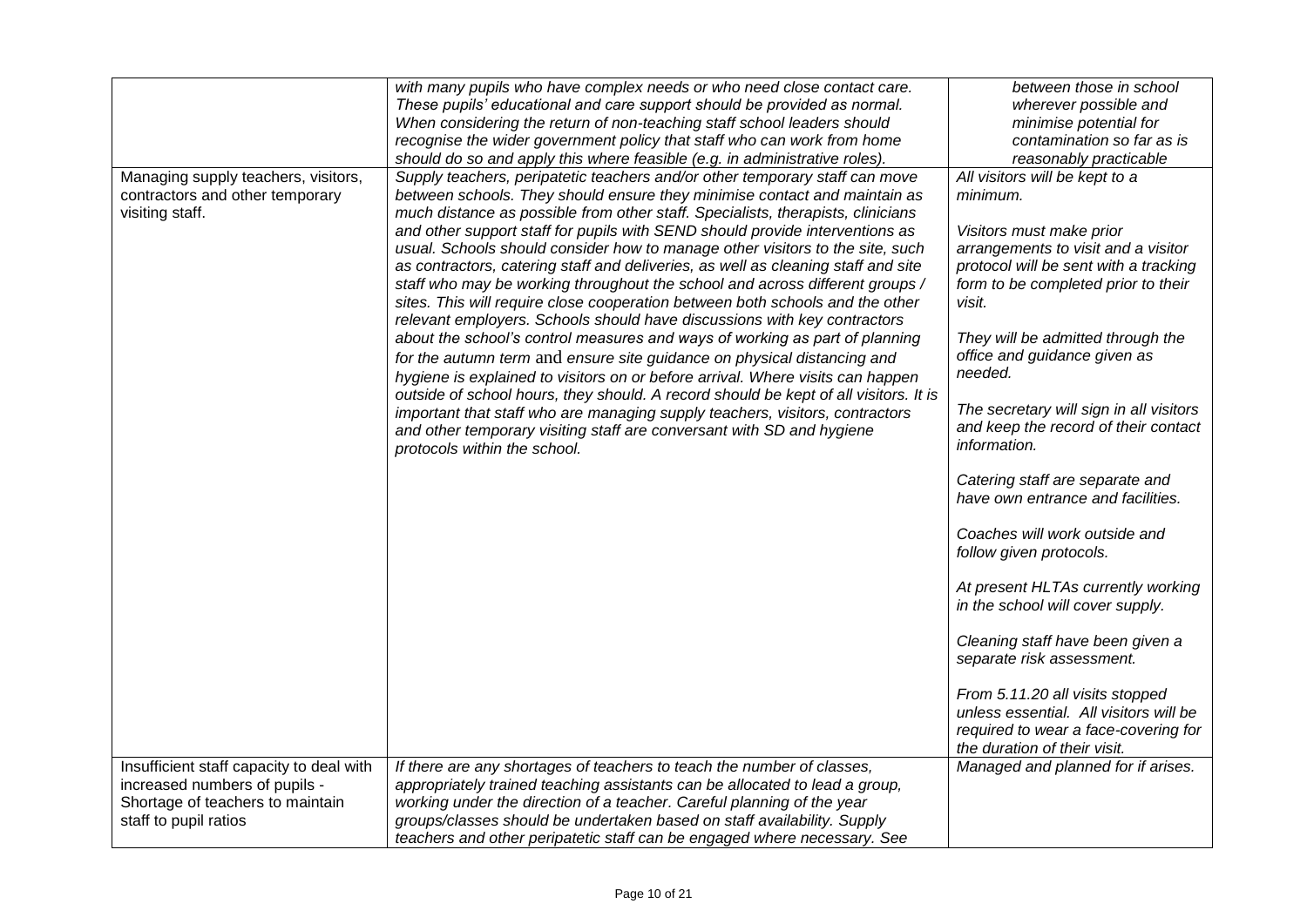| | | |
|---|---|---|
| | *with many pupils who have complex needs or who need close contact care. These pupils' educational and care support should be provided as normal. When considering the return of non-teaching staff school leaders should recognise the wider government policy that staff who can work from home should do so and apply this where feasible (e.g. in administrative roles).* | *between those in school wherever possible and minimise potential for contamination so far as is reasonably practicable* |
| Managing supply teachers, visitors, contractors and other temporary visiting staff. | *Supply teachers, peripatetic teachers and/or other temporary staff can move between schools. They should ensure they minimise contact and maintain as much distance as possible from other staff. Specialists, therapists, clinicians and other support staff for pupils with SEND should provide interventions as usual. Schools should consider how to manage other visitors to the site, such as contractors, catering staff and deliveries, as well as cleaning staff and site staff who may be working throughout the school and across different groups / sites. This will require close cooperation between both schools and the other relevant employers. Schools should have discussions with key contractors about the school's control measures and ways of working as part of planning for the autumn term* and *ensure site guidance on physical distancing and hygiene is explained to visitors on or before arrival. Where visits can happen outside of school hours, they should. A record should be kept of all visitors. It is important that staff who are managing supply teachers, visitors, contractors and other temporary visiting staff are conversant with SD and hygiene protocols within the school.* | *All visitors will be kept to a minimum.*<br><br>*Visitors must make prior arrangements to visit and a visitor protocol will be sent with a tracking form to be completed prior to their visit.*<br><br>*They will be admitted through the office and guidance given as needed.*<br><br>*The secretary will sign in all visitors and keep the record of their contact information.*<br><br>*Catering staff are separate and have own entrance and facilities.*<br><br>*Coaches will work outside and follow given protocols.*<br><br>*At present HLTAs currently working in the school will cover supply.*<br><br>*Cleaning staff have been given a separate risk assessment.*<br><br>*From 5.11.20 all visits stopped unless essential. All visitors will be required to wear a face-covering for the duration of their visit.* |
| Insufficient staff capacity to deal with increased numbers of pupils - Shortage of teachers to maintain staff to pupil ratios | *If there are any shortages of teachers to teach the number of classes, appropriately trained teaching assistants can be allocated to lead a group, working under the direction of a teacher. Careful planning of the year groups/classes should be undertaken based on staff availability. Supply teachers and other peripatetic staff can be engaged where necessary. See* | *Managed and planned for if arises.* |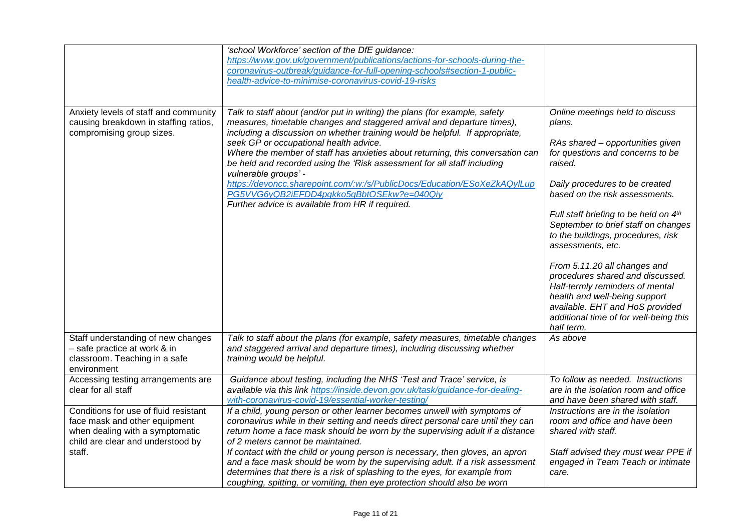| | | |
|---|---|---|
| | *'school Workforce' section of the DfE guidance: [https://www.gov.uk/government/publications/actions-for-schools-during-the-coronavirus-outbreak/guidance-for-full-opening-schools#section-1-public-health-advice-to-minimise-coronavirus-covid-19-risks](https://www.gov.uk/government/publications/actions-for-schools-during-the-coronavirus-outbreak/guidance-for-full-opening-schools#section-1-public-health-advice-to-minimise-coronavirus-covid-19-risks)* | |
| Anxiety levels of staff and community causing breakdown in staffing ratios, compromising group sizes. | *Talk to staff about (and/or put in writing) the plans (for example, safety measures, timetable changes and staggered arrival and departure times), including a discussion on whether training would be helpful. If appropriate, seek GP or occupational health advice.*<br>*Where the member of staff has anxieties about returning, this conversation can be held and recorded using the 'Risk assessment for all staff including vulnerable groups' - [https://devoncc.sharepoint.com/:w:/s/PublicDocs/Education/ESoXeZkAQylLupPG5VVG6yQB2iEFDD4pgkko5qBbtOSEkw?e=040Qiy](https://devoncc.sharepoint.com/:w:/s/PublicDocs/Education/ESoXeZkAQylLupPG5VVG6yQB2iEFDD4pgkko5qBbtOSEkw?e=040Qiy)*<br>*Further advice is available from HR if required.* | *Online meetings held to discuss plans.*<br><br>*RAs shared – opportunities given for questions and concerns to be raised.*<br><br>*Daily procedures to be created based on the risk assessments.*<br><br>*Full staff briefing to be held on 4th September to brief staff on changes to the buildings, procedures, risk assessments, etc.*<br><br>*From 5.11.20 all changes and procedures shared and discussed. Half-termly reminders of mental health and well-being support available. EHT and HoS provided additional time of for well-being this half term.* |
| Staff understanding of new changes – safe practice at work & in classroom. Teaching in a safe environment | *Talk to staff about the plans (for example, safety measures, timetable changes and staggered arrival and departure times), including discussing whether training would be helpful.* | *As above* |
| Accessing testing arrangements are clear for all staff | *Guidance about testing, including the NHS 'Test and Trace' service, is available via this link [https://inside.devon.gov.uk/task/guidance-for-dealing-with-coronavirus-covid-19/essential-worker-testing/](https://inside.devon.gov.uk/task/guidance-for-dealing-with-coronavirus-covid-19/essential-worker-testing/)* | *To follow as needed. Instructions are in the isolation room and office and have been shared with staff.* |
| Conditions for use of fluid resistant face mask and other equipment when dealing with a symptomatic child are clear and understood by staff. | *If a child, young person or other learner becomes unwell with symptoms of coronavirus while in their setting and needs direct personal care until they can return home a face mask should be worn by the supervising adult if a distance of 2 meters cannot be maintained.*<br>*If contact with the child or young person is necessary, then gloves, an apron and a face mask should be worn by the supervising adult. If a risk assessment determines that there is a risk of splashing to the eyes, for example from coughing, spitting, or vomiting, then eye protection should also be worn* | *Instructions are in the isolation room and office and have been shared with staff.*<br><br>*Staff advised they must wear PPE if engaged in Team Teach or intimate care.* |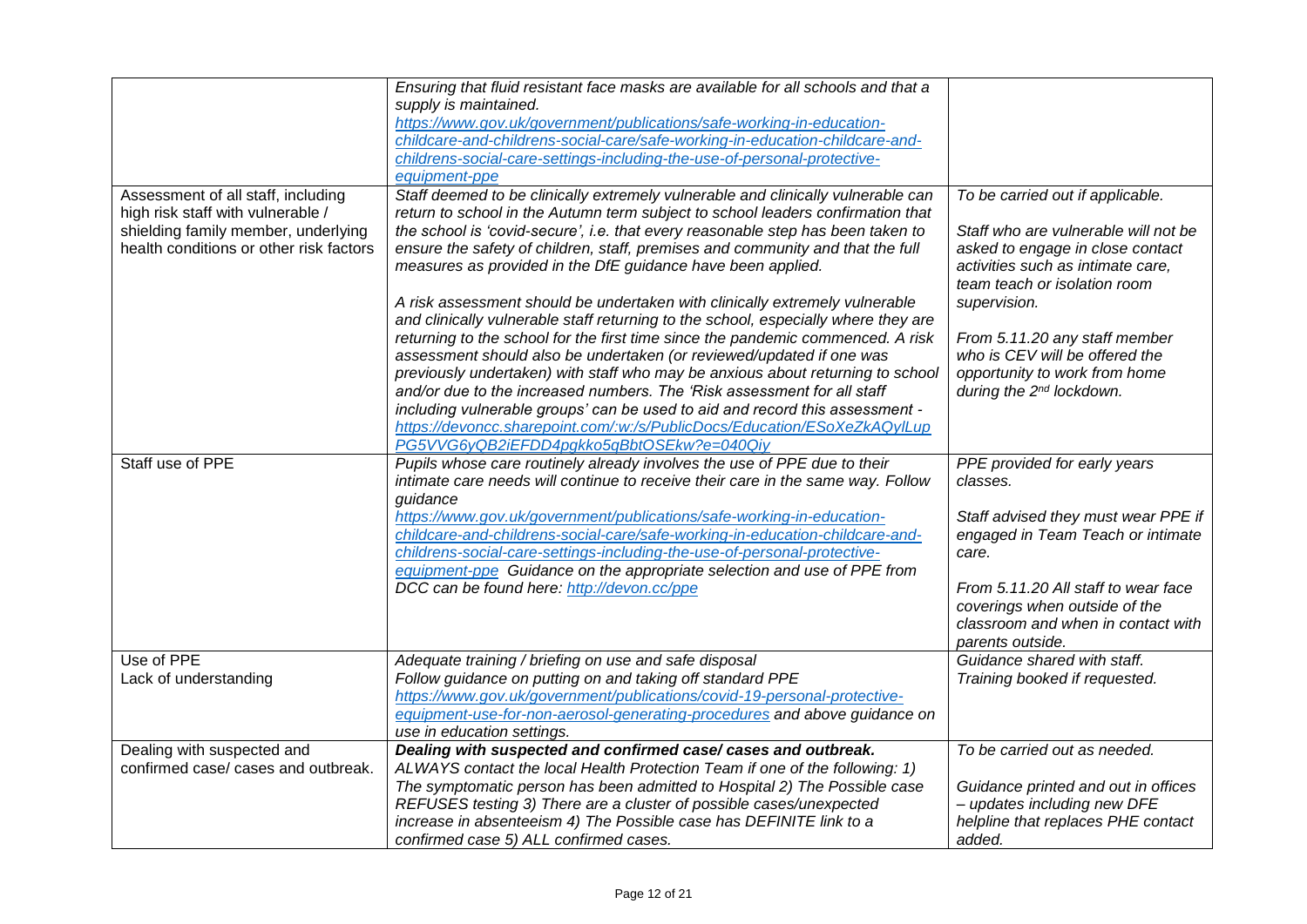| | | |
|---|---|---|
| | *Ensuring that fluid resistant face masks are available for all schools and that a supply is maintained.* *https://www.gov.uk/government/publications/safe-working-in-education-childcare-and-childrens-social-care/safe-working-in-education-childcare-and-childrens-social-care-settings-including-the-use-of-personal-protective-equipment-ppe* | |
| Assessment of all staff, including high risk staff with vulnerable / shielding family member, underlying health conditions or other risk factors | *Staff deemed to be clinically extremely vulnerable and clinically vulnerable can return to school in the Autumn term subject to school leaders confirmation that the school is 'covid-secure', i.e. that every reasonable step has been taken to ensure the safety of children, staff, premises and community and that the full measures as provided in the DfE guidance have been applied.*<br><br>*A risk assessment should be undertaken with clinically extremely vulnerable and clinically vulnerable staff returning to the school, especially where they are returning to the school for the first time since the pandemic commenced. A risk assessment should also be undertaken (or reviewed/updated if one was previously undertaken) with staff who may be anxious about returning to school and/or due to the increased numbers. The 'Risk assessment for all staff including vulnerable groups' can be used to aid and record this assessment -* *https://devoncc.sharepoint.com/:w:/s/PublicDocs/Education/ESoXeZkAQylLupPG5VVG6yQB2iEFDD4pgkko5qBbtOSEkw?e=040Qiy* | *To be carried out if applicable.*<br><br>*Staff who are vulnerable will not be asked to engage in close contact activities such as intimate care, team teach or isolation room supervision.*<br><br>*From 5.11.20 any staff member who is CEV will be offered the opportunity to work from home during the 2nd lockdown.* |
| Staff use of PPE | *Pupils whose care routinely already involves the use of PPE due to their intimate care needs will continue to receive their care in the same way. Follow guidance* *https://www.gov.uk/government/publications/safe-working-in-education-childcare-and-childrens-social-care/safe-working-in-education-childcare-and-childrens-social-care-settings-including-the-use-of-personal-protective-equipment-ppe* *Guidance on the appropriate selection and use of PPE from DCC can be found here:* *http://devon.cc/ppe* | *PPE provided for early years classes.*<br><br>*Staff advised they must wear PPE if engaged in Team Teach or intimate care.*<br><br>*From 5.11.20 All staff to wear face coverings when outside of the classroom and when in contact with parents outside.* |
| Use of PPE<br>Lack of understanding | *Adequate training / briefing on use and safe disposal*<br>*Follow guidance on putting on and taking off standard PPE* *https://www.gov.uk/government/publications/covid-19-personal-protective-equipment-use-for-non-aerosol-generating-procedures* *and above guidance on use in education settings.* | *Guidance shared with staff.*<br>*Training booked if requested.* |
| Dealing with suspected and confirmed case/ cases and outbreak. | ***Dealing with suspected and confirmed case/ cases and outbreak.***<br>*ALWAYS contact the local Health Protection Team if one of the following: 1) The symptomatic person has been admitted to Hospital 2) The Possible case REFUSES testing 3) There are a cluster of possible cases/unexpected increase in absenteeism 4) The Possible case has DEFINITE link to a confirmed case 5) ALL confirmed cases.* | *To be carried out as needed.*<br><br>*Guidance printed and out in offices – updates including new DFE helpline that replaces PHE contact added.* |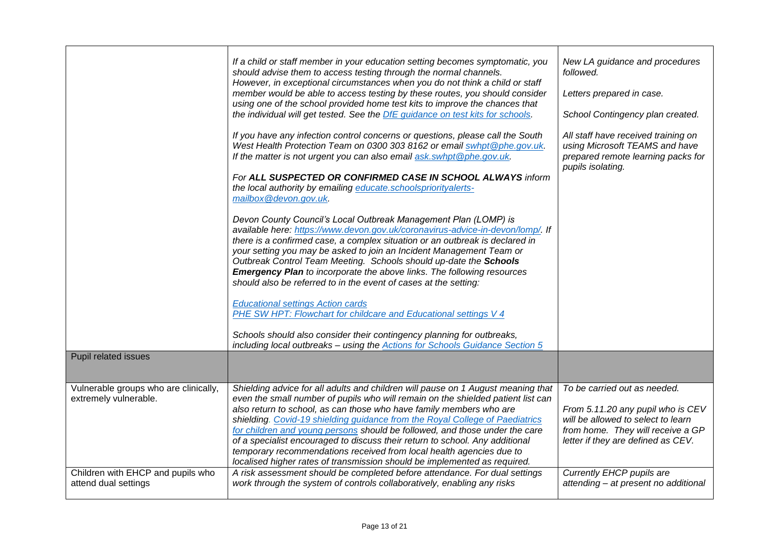| | | |
|---|---|---|
| | *If a child or staff member in your education setting becomes symptomatic, you should advise them to access testing through the normal channels. However, in exceptional circumstances when you do not think a child or staff member would be able to access testing by these routes, you should consider using one of the school provided home test kits to improve the chances that the individual will get tested. See the [DfE guidance on test kits for schools](#).*<br><br>*If you have any infection control concerns or questions, please call the South West Health Protection Team on 0300 303 8162 or email [swhpt@phe.gov.uk](mailto:swhpt@phe.gov.uk). If the matter is not urgent you can also email [ask.swhpt@phe.gov.uk](mailto:ask.swhpt@phe.gov.uk).*<br><br>*For **ALL SUSPECTED OR CONFIRMED CASE IN SCHOOL ALWAYS** inform the local authority by emailing [educate.schoolspriorityalerts-mailbox@devon.gov.uk](mailto:educate.schoolspriorityalerts-mailbox@devon.gov.uk).*<br><br>*Devon County Council's Local Outbreak Management Plan (LOMP) is available here: [https://www.devon.gov.uk/coronavirus-advice-in-devon/lomp/](https://www.devon.gov.uk/coronavirus-advice-in-devon/lomp/). If there is a confirmed case, a complex situation or an outbreak is declared in your setting you may be asked to join an Incident Management Team or Outbreak Control Team Meeting. Schools should up-date the **Schools Emergency Plan** to incorporate the above links. The following resources should also be referred to in the event of cases at the setting:*<br><br>*[Educational settings Action cards](#)*<br>*[PHE SW HPT: Flowchart for childcare and Educational settings V 4](#)*<br><br>*Schools should also consider their contingency planning for outbreaks, including local outbreaks – using the [Actions for Schools Guidance Section 5](#)* | *New LA guidance and procedures followed.*<br><br>*Letters prepared in case.*<br><br>*School Contingency plan created.*<br><br>*All staff have received training on using Microsoft TEAMS and have prepared remote learning packs for pupils isolating.* |
| Pupil related issues | | |
| Vulnerable groups who are clinically, extremely vulnerable. | *Shielding advice for all adults and children will pause on 1 August meaning that even the small number of pupils who will remain on the shielded patient list can also return to school, as can those who have family members who are shielding. [Covid-19 shielding guidance from the Royal College of Paediatrics for children and young persons](#) should be followed, and those under the care of a specialist encouraged to discuss their return to school. Any additional temporary recommendations received from local health agencies due to localised higher rates of transmission should be implemented as required.* | *To be carried out as needed.*<br><br>*From 5.11.20 any pupil who is CEV will be allowed to select to learn from home. They will receive a GP letter if they are defined as CEV.* |
| Children with EHCP and pupils who attend dual settings | *A risk assessment should be completed before attendance. For dual settings work through the system of controls collaboratively, enabling any risks* | *Currently EHCP pupils are attending – at present no additional* |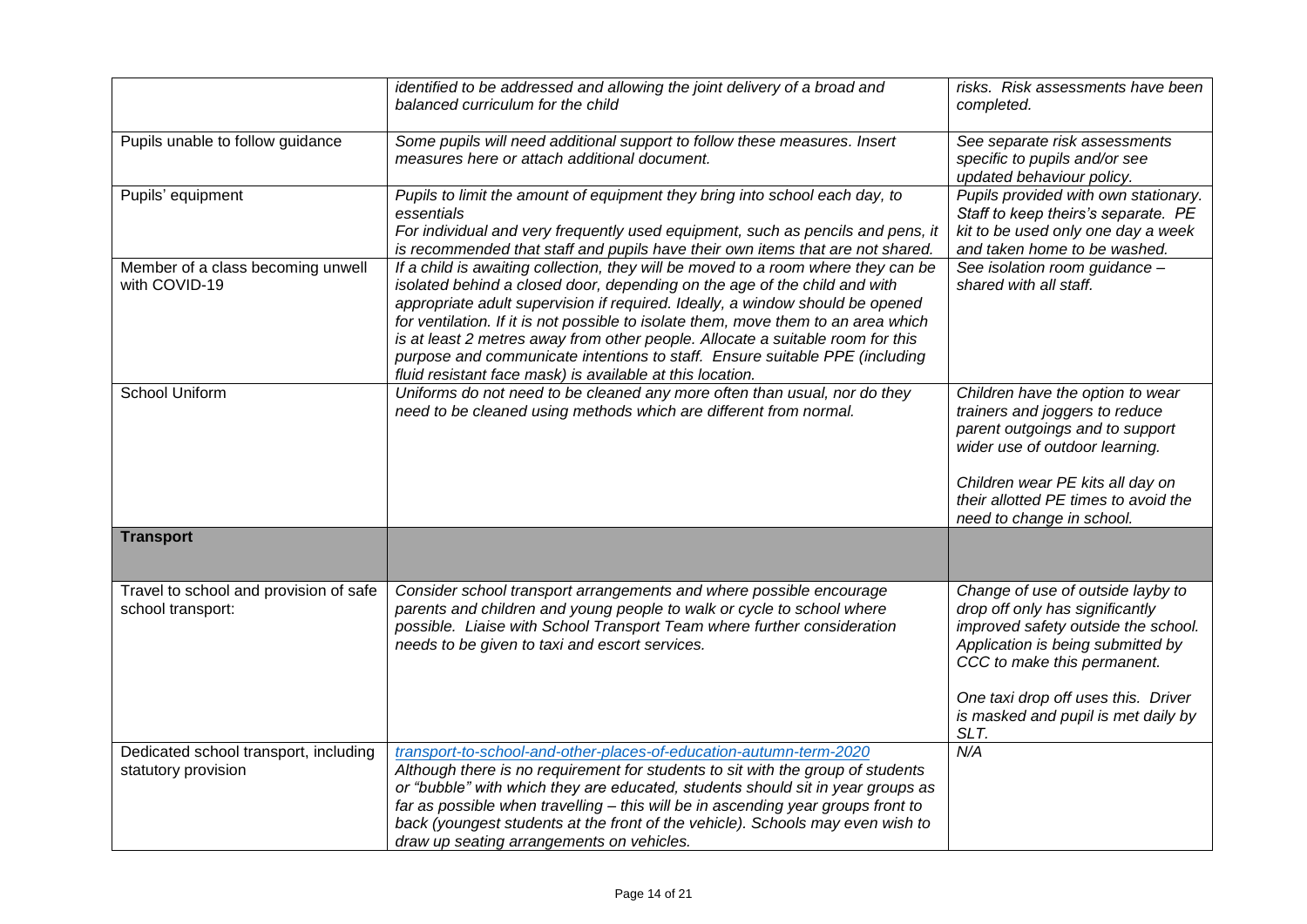| | | |
|---|---|---|
| | *identified to be addressed and allowing the joint delivery of a broad and balanced curriculum for the child* | *risks. Risk assessments have been completed.* |
| Pupils unable to follow guidance | *Some pupils will need additional support to follow these measures. Insert measures here or attach additional document.* | *See separate risk assessments specific to pupils and/or see updated behaviour policy.* |
| Pupils' equipment | *Pupils to limit the amount of equipment they bring into school each day, to essentials*<br>*For individual and very frequently used equipment, such as pencils and pens, it is recommended that staff and pupils have their own items that are not shared.* | *Pupils provided with own stationary. Staff to keep theirs's separate. PE kit to be used only one day a week and taken home to be washed.* |
| Member of a class becoming unwell with COVID-19 | *If a child is awaiting collection, they will be moved to a room where they can be isolated behind a closed door, depending on the age of the child and with appropriate adult supervision if required. Ideally, a window should be opened for ventilation. If it is not possible to isolate them, move them to an area which is at least 2 metres away from other people. Allocate a suitable room for this purpose and communicate intentions to staff. Ensure suitable PPE (including fluid resistant face mask) is available at this location.* | *See isolation room guidance – shared with all staff.* |
| School Uniform | *Uniforms do not need to be cleaned any more often than usual, nor do they need to be cleaned using methods which are different from normal.* | *Children have the option to wear trainers and joggers to reduce parent outgoings and to support wider use of outdoor learning.*<br><br>*Children wear PE kits all day on their allotted PE times to avoid the need to change in school.* |
| **Transport** | | |
| Travel to school and provision of safe school transport: | *Consider school transport arrangements and where possible encourage parents and children and young people to walk or cycle to school where possible. Liaise with School Transport Team where further consideration needs to be given to taxi and escort services.* | *Change of use of outside layby to drop off only has significantly improved safety outside the school. Application is being submitted by CCC to make this permanent.*<br><br>*One taxi drop off uses this. Driver is masked and pupil is met daily by SLT.* |
| Dedicated school transport, including statutory provision | *transport-to-school-and-other-places-of-education-autumn-term-2020*<br>*Although there is no requirement for students to sit with the group of students or "bubble" with which they are educated, students should sit in year groups as far as possible when travelling – this will be in ascending year groups front to back (youngest students at the front of the vehicle). Schools may even wish to draw up seating arrangements on vehicles.* | *N/A* |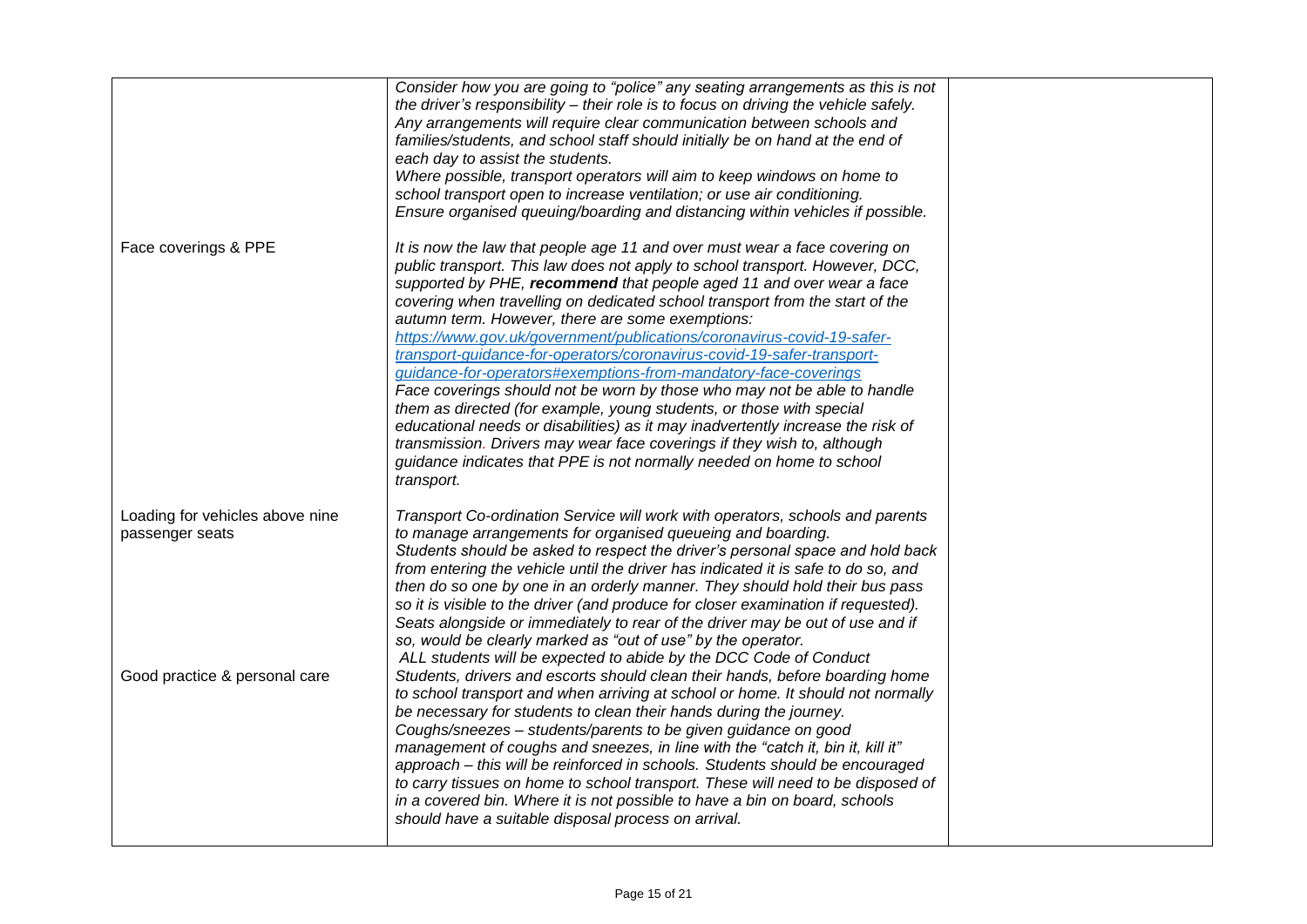| | | |
|---|---|---|
| | *Consider how you are going to "police" any seating arrangements as this is not the driver's responsibility – their role is to focus on driving the vehicle safely. Any arrangements will require clear communication between schools and families/students, and school staff should initially be on hand at the end of each day to assist the students.*<br>*Where possible, transport operators will aim to keep windows on home to school transport open to increase ventilation; or use air conditioning.*<br>*Ensure organised queuing/boarding and distancing within vehicles if possible.* | |
| Face coverings & PPE | *It is now the law that people age 11 and over must wear a face covering on public transport. This law does not apply to school transport. However, DCC, supported by PHE, **recommend** that people aged 11 and over wear a face covering when travelling on dedicated school transport from the start of the autumn term. However, there are some exemptions:*<br>*https://www.gov.uk/government/publications/coronavirus-covid-19-safer-transport-guidance-for-operators/coronavirus-covid-19-safer-transport-guidance-for-operators#exemptions-from-mandatory-face-coverings*<br>*Face coverings should not be worn by those who may not be able to handle them as directed (for example, young students, or those with special educational needs or disabilities) as it may inadvertently increase the risk of transmission. Drivers may wear face coverings if they wish to, although guidance indicates that PPE is not normally needed on home to school transport.* | |
| Loading for vehicles above nine passenger seats | *Transport Co-ordination Service will work with operators, schools and parents to manage arrangements for organised queueing and boarding.*<br>*Students should be asked to respect the driver's personal space and hold back from entering the vehicle until the driver has indicated it is safe to do so, and then do so one by one in an orderly manner. They should hold their bus pass so it is visible to the driver (and produce for closer examination if requested).*<br>*Seats alongside or immediately to rear of the driver may be out of use and if so, would be clearly marked as "out of use" by the operator.*<br>*ALL students will be expected to abide by the DCC Code of Conduct* | |
| Good practice & personal care | *Students, drivers and escorts should clean their hands, before boarding home to school transport and when arriving at school or home. It should not normally be necessary for students to clean their hands during the journey.*<br>*Coughs/sneezes – students/parents to be given guidance on good management of coughs and sneezes, in line with the "catch it, bin it, kill it" approach – this will be reinforced in schools. Students should be encouraged to carry tissues on home to school transport. These will need to be disposed of in a covered bin. Where it is not possible to have a bin on board, schools should have a suitable disposal process on arrival.* | |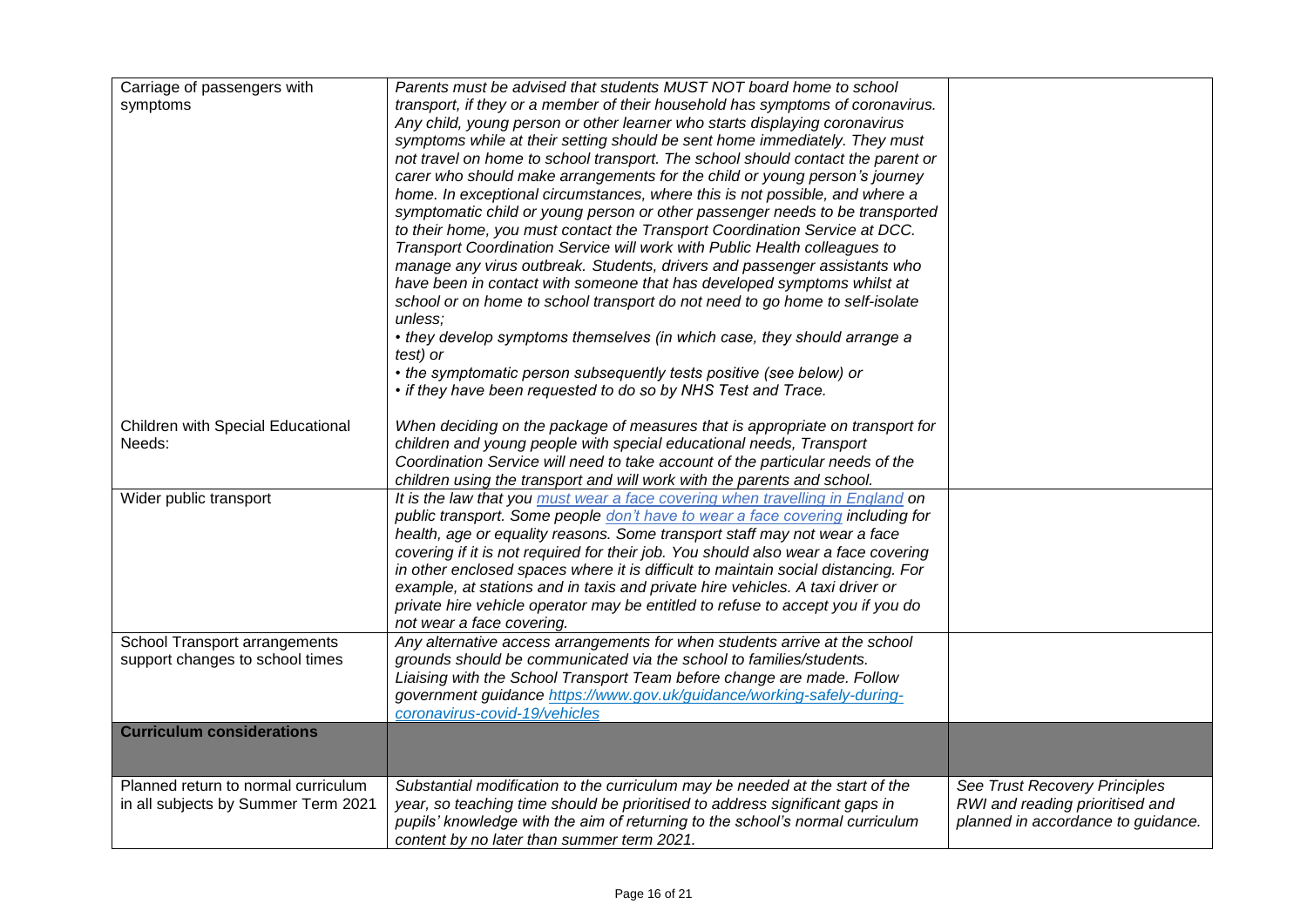| | | |
|---|---|---|
| Carriage of passengers with symptoms<br><br><br><br><br><br><br><br><br><br><br><br><br><br><br><br><br><br><br>Children with Special Educational Needs: | *Parents must be advised that students MUST NOT board home to school transport, if they or a member of their household has symptoms of coronavirus. Any child, young person or other learner who starts displaying coronavirus symptoms while at their setting should be sent home immediately. They must not travel on home to school transport. The school should contact the parent or carer who should make arrangements for the child or young person's journey home. In exceptional circumstances, where this is not possible, and where a symptomatic child or young person or other passenger needs to be transported to their home, you must contact the Transport Coordination Service at DCC. Transport Coordination Service will work with Public Health colleagues to manage any virus outbreak. Students, drivers and passenger assistants who have been in contact with someone that has developed symptoms whilst at school or on home to school transport do not need to go home to self-isolate unless;*<br>*• they develop symptoms themselves (in which case, they should arrange a test) or*<br>*• the symptomatic person subsequently tests positive (see below) or*<br>*• if they have been requested to do so by NHS Test and Trace.*<br><br>*When deciding on the package of measures that is appropriate on transport for children and young people with special educational needs, Transport Coordination Service will need to take account of the particular needs of the children using the transport and will work with the parents and school.* | |
| Wider public transport | *It is the law that you [must wear a face covering when travelling in England] on public transport. Some people [don't have to wear a face covering] including for health, age or equality reasons. Some transport staff may not wear a face covering if it is not required for their job. You should also wear a face covering in other enclosed spaces where it is difficult to maintain social distancing. For example, at stations and in taxis and private hire vehicles. A taxi driver or private hire vehicle operator may be entitled to refuse to accept you if you do not wear a face covering.* | |
| School Transport arrangements support changes to school times | *Any alternative access arrangements for when students arrive at the school grounds should be communicated via the school to families/students. Liaising with the School Transport Team before change are made. Follow government guidance https://www.gov.uk/guidance/working-safely-during-coronavirus-covid-19/vehicles* | |
| **Curriculum considerations** | | |
| Planned return to normal curriculum in all subjects by Summer Term 2021 | *Substantial modification to the curriculum may be needed at the start of the year, so teaching time should be prioritised to address significant gaps in pupils' knowledge with the aim of returning to the school's normal curriculum content by no later than summer term 2021.* | *See Trust Recovery Principles RWI and reading prioritised and planned in accordance to guidance.* |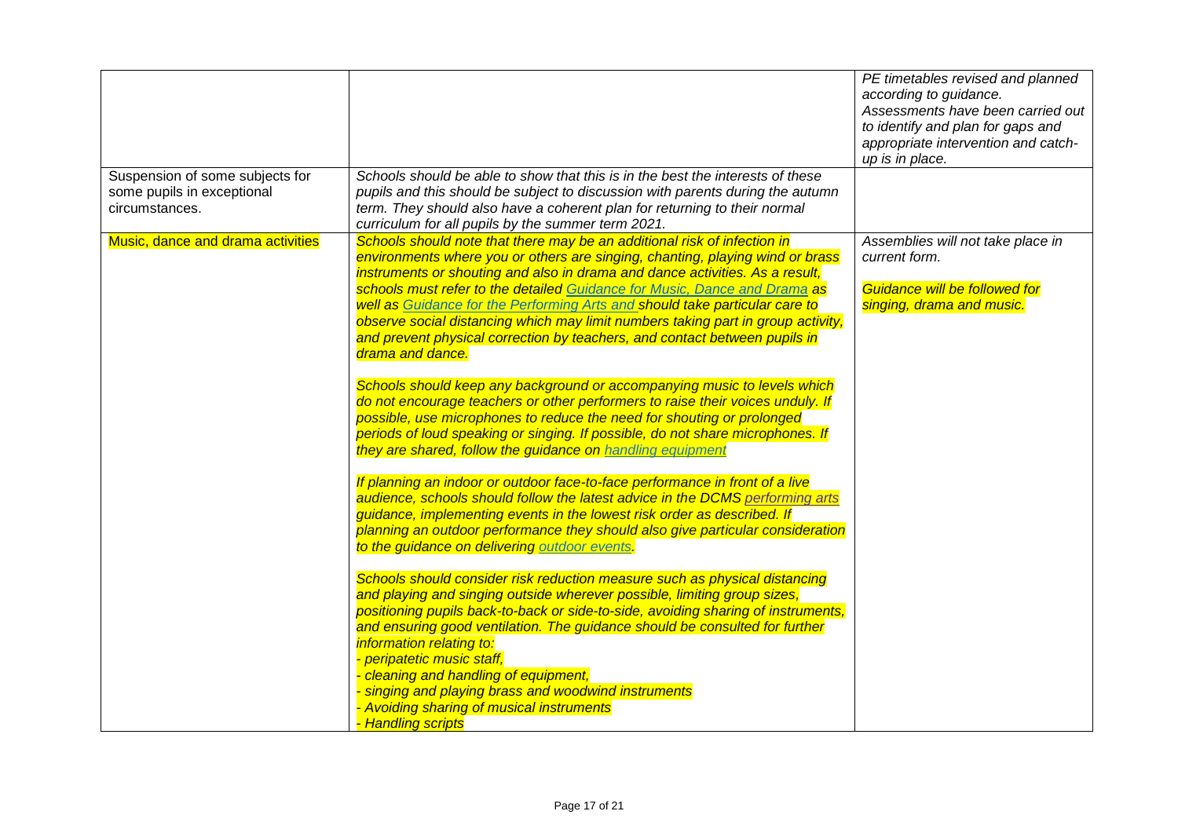| | | |
|---|---|---|
| | | *PE timetables revised and planned according to guidance.*<br>*Assessments have been carried out to identify and plan for gaps and appropriate intervention and catch-up is in place.* |
| Suspension of some subjects for some pupils in exceptional circumstances. | *Schools should be able to show that this is in the best interests of these pupils and this should be subject to discussion with parents during the autumn term. They should also have a coherent plan for returning to their normal curriculum for all pupils by the summer term 2021.* | |
| Music, dance and drama activities | *Schools should note that there may be an additional risk of infection in environments where you or others are singing, chanting, playing wind or brass instruments or shouting and also in drama and dance activities. As a result, schools must refer to the detailed Guidance for Music, Dance and Drama as well as Guidance for the Performing Arts and should take particular care to observe social distancing which may limit numbers taking part in group activity, and prevent physical correction by teachers, and contact between pupils in drama and dance.*<br><br>*Schools should keep any background or accompanying music to levels which do not encourage teachers or other performers to raise their voices unduly. If possible, use microphones to reduce the need for shouting or prolonged periods of loud speaking or singing. If possible, do not share microphones. If they are shared, follow the guidance on handling equipment*<br><br>*If planning an indoor or outdoor face-to-face performance in front of a live audience, schools should follow the latest advice in the DCMS performing arts guidance, implementing events in the lowest risk order as described. If planning an outdoor performance they should also give particular consideration to the guidance on delivering outdoor events.*<br><br>*Schools should consider risk reduction measure such as physical distancing and playing and singing outside wherever possible, limiting group sizes, positioning pupils back-to-back or side-to-side, avoiding sharing of instruments, and ensuring good ventilation. The guidance should be consulted for further information relating to:*<br>*- peripatetic music staff,*<br>*- cleaning and handling of equipment,*<br>*- singing and playing brass and woodwind instruments*<br>*- Avoiding sharing of musical instruments*<br>*- Handling scripts* | *Assemblies will not take place in current form.*<br><br>*Guidance will be followed for singing, drama and music.* |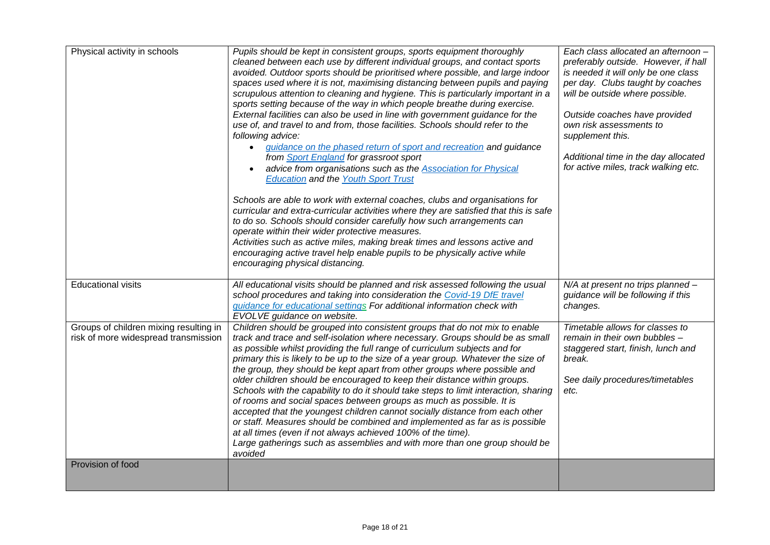| | | |
|---|---|---|
| Physical activity in schools | *Pupils should be kept in consistent groups, sports equipment thoroughly cleaned between each use by different individual groups, and contact sports avoided. Outdoor sports should be prioritised where possible, and large indoor spaces used where it is not, maximising distancing between pupils and paying scrupulous attention to cleaning and hygiene. This is particularly important in a sports setting because of the way in which people breathe during exercise. External facilities can also be used in line with government guidance for the use of, and travel to and from, those facilities. Schools should refer to the following advice:*<br>• *guidance on the phased return of sport and recreation and guidance from Sport England for grassroot sport*<br>• *advice from organisations such as the Association for Physical Education and the Youth Sport Trust*<br><br>*Schools are able to work with external coaches, clubs and organisations for curricular and extra-curricular activities where they are satisfied that this is safe to do so. Schools should consider carefully how such arrangements can operate within their wider protective measures.*<br>*Activities such as active miles, making break times and lessons active and encouraging active travel help enable pupils to be physically active while encouraging physical distancing.* | *Each class allocated an afternoon – preferably outside. However, if hall is needed it will only be one class per day. Clubs taught by coaches will be outside where possible.*<br><br>*Outside coaches have provided own risk assessments to supplement this.*<br><br>*Additional time in the day allocated for active miles, track walking etc.* |
| Educational visits | *All educational visits should be planned and risk assessed following the usual school procedures and taking into consideration the Covid-19 DfE travel guidance for educational settings For additional information check with EVOLVE guidance on website.* | *N/A at present no trips planned – guidance will be following if this changes.* |
| Groups of children mixing resulting in risk of more widespread transmission | *Children should be grouped into consistent groups that do not mix to enable track and trace and self-isolation where necessary. Groups should be as small as possible whilst providing the full range of curriculum subjects and for primary this is likely to be up to the size of a year group. Whatever the size of the group, they should be kept apart from other groups where possible and older children should be encouraged to keep their distance within groups. Schools with the capability to do it should take steps to limit interaction, sharing of rooms and social spaces between groups as much as possible. It is accepted that the youngest children cannot socially distance from each other or staff. Measures should be combined and implemented as far as is possible at all times (even if not always achieved 100% of the time).*<br>*Large gatherings such as assemblies and with more than one group should be avoided* | *Timetable allows for classes to remain in their own bubbles – staggered start, finish, lunch and break.*<br><br>*See daily procedures/timetables etc.* |
| Provision of food | | |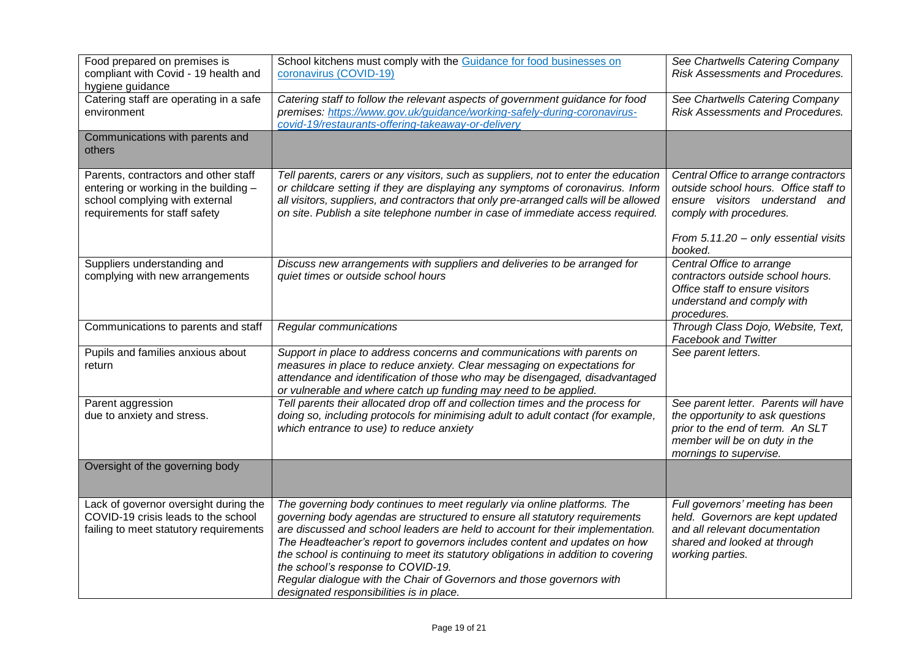| Food prepared on premises is compliant with Covid - 19 health and hygiene guidance | School kitchens must comply with the [Guidance for food businesses on coronavirus (COVID-19)]() | *See Chartwells Catering Company Risk Assessments and Procedures.* |
|---|---|---|
| Catering staff are operating in a safe environment | *Catering staff to follow the relevant aspects of government guidance for food premises: [https://www.gov.uk/guidance/working-safely-during-coronavirus-covid-19/restaurants-offering-takeaway-or-delivery](https://www.gov.uk/guidance/working-safely-during-coronavirus-covid-19/restaurants-offering-takeaway-or-delivery)* | *See Chartwells Catering Company Risk Assessments and Procedures.* |
| Communications with parents and others | | |
| Parents, contractors and other staff entering or working in the building – school complying with external requirements for staff safety | *Tell parents, carers or any visitors, such as suppliers, not to enter the education or childcare setting if they are displaying any symptoms of coronavirus. Inform all visitors, suppliers, and contractors that only pre-arranged calls will be allowed on site. Publish a site telephone number in case of immediate access required.* | *Central Office to arrange contractors outside school hours. Office staff to ensure visitors understand and comply with procedures.*<br><br>*From 5.11.20 – only essential visits booked.* |
| Suppliers understanding and complying with new arrangements | *Discuss new arrangements with suppliers and deliveries to be arranged for quiet times or outside school hours* | *Central Office to arrange contractors outside school hours. Office staff to ensure visitors understand and comply with procedures.* |
| Communications to parents and staff | *Regular communications* | *Through Class Dojo, Website, Text, Facebook and Twitter* |
| Pupils and families anxious about return | *Support in place to address concerns and communications with parents on measures in place to reduce anxiety. Clear messaging on expectations for attendance and identification of those who may be disengaged, disadvantaged or vulnerable and where catch up funding may need to be applied.* | *See parent letters.* |
| Parent aggression due to anxiety and stress. | *Tell parents their allocated drop off and collection times and the process for doing so, including protocols for minimising adult to adult contact (for example, which entrance to use) to reduce anxiety* | *See parent letter. Parents will have the opportunity to ask questions prior to the end of term. An SLT member will be on duty in the mornings to supervise.* |
| Oversight of the governing body | | |
| Lack of governor oversight during the COVID-19 crisis leads to the school failing to meet statutory requirements | *The governing body continues to meet regularly via online platforms. The governing body agendas are structured to ensure all statutory requirements are discussed and school leaders are held to account for their implementation. The Headteacher's report to governors includes content and updates on how the school is continuing to meet its statutory obligations in addition to covering the school's response to COVID-19.*<br>*Regular dialogue with the Chair of Governors and those governors with designated responsibilities is in place.* | *Full governors' meeting has been held. Governors are kept updated and all relevant documentation shared and looked at through working parties.* |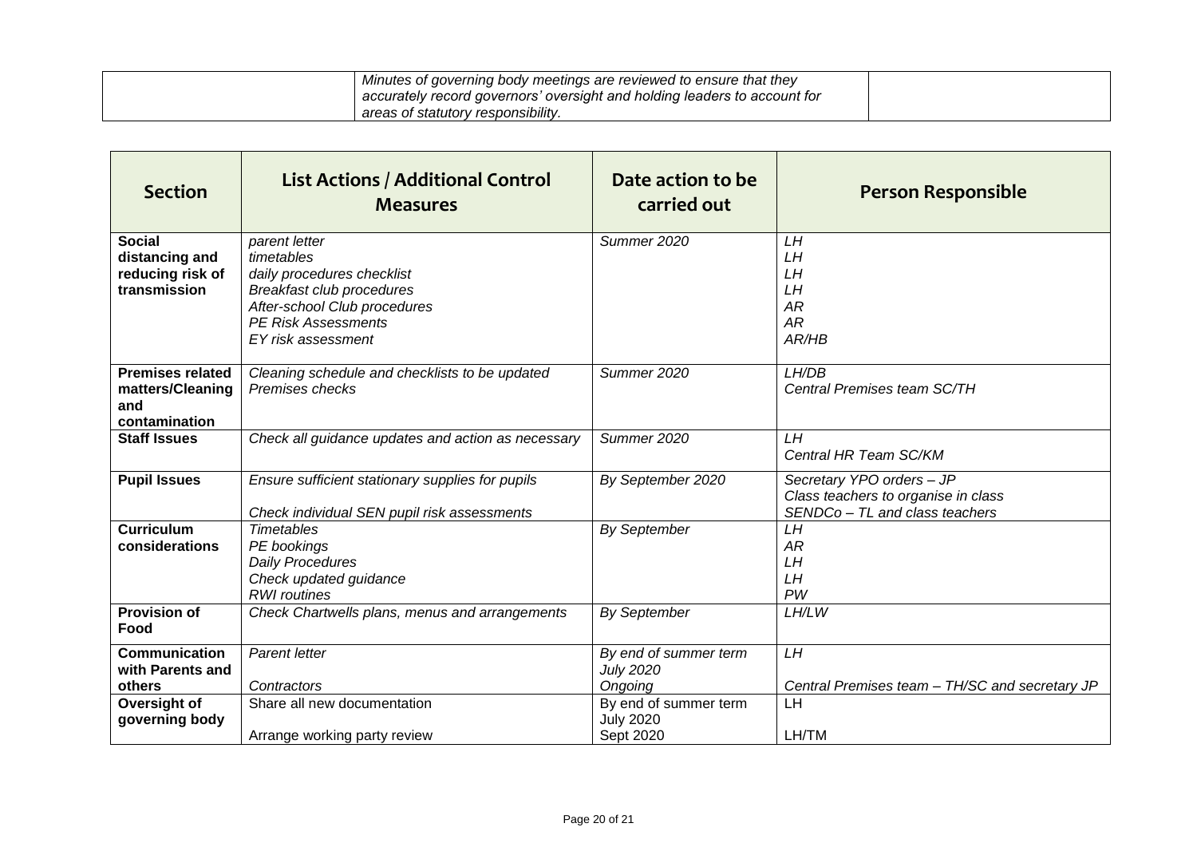| | Minutes of governing body meetings are reviewed to ensure that they accurately record governors' oversight and holding leaders to account for areas of statutory responsibility. | |
|---|---|---|

| Section | List Actions / Additional Control Measures | Date action to be carried out | Person Responsible |
|---|---|---|---|
| **Social distancing and reducing risk of transmission** | *parent letter*<br>*timetables*<br>*daily procedures checklist*<br>*Breakfast club procedures*<br>*After-school Club procedures*<br>*PE Risk Assessments*<br>*EY risk assessment* | *Summer 2020* | *LH*<br>*LH*<br>*LH*<br>*LH*<br>*AR*<br>*AR*<br>*AR/HB* |
| **Premises related matters/Cleaning and contamination** | *Cleaning schedule and checklists to be updated*<br>*Premises checks* | *Summer 2020* | *LH/DB*<br>*Central Premises team SC/TH* |
| **Staff Issues** | *Check all guidance updates and action as necessary* | *Summer 2020* | *LH*<br>*Central HR Team SC/KM* |
| **Pupil Issues** | *Ensure sufficient stationary supplies for pupils*<br><br>*Check individual SEN pupil risk assessments* | *By September 2020* | *Secretary YPO orders – JP*<br>*Class teachers to organise in class*<br>*SENDCo – TL and class teachers* |
| **Curriculum considerations** | *Timetables*<br>*PE bookings*<br>*Daily Procedures*<br>*Check updated guidance*<br>*RWI routines* | *By September* | *LH*<br>*AR*<br>*LH*<br>*LH*<br>*PW* |
| **Provision of Food** | *Check Chartwells plans, menus and arrangements* | *By September* | *LH/LW* |
| **Communication with Parents and others** | *Parent letter*<br><br>*Contractors* | *By end of summer term July 2020*<br>*Ongoing* | *LH*<br><br>*Central Premises team – TH/SC and secretary JP* |
| **Oversight of governing body** | Share all new documentation<br><br>Arrange working party review | By end of summer term July 2020<br>Sept 2020 | LH<br><br>LH/TM |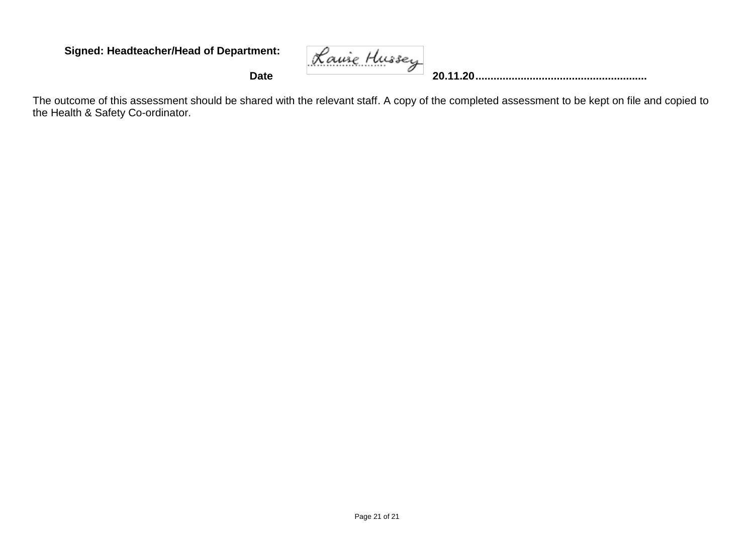**Signed: Headteacher/Head of Department:** Louise Hussey

**Date** **20.11.20........................................................**

The outcome of this assessment should be shared with the relevant staff. A copy of the completed assessment to be kept on file and copied to the Health & Safety Co-ordinator.